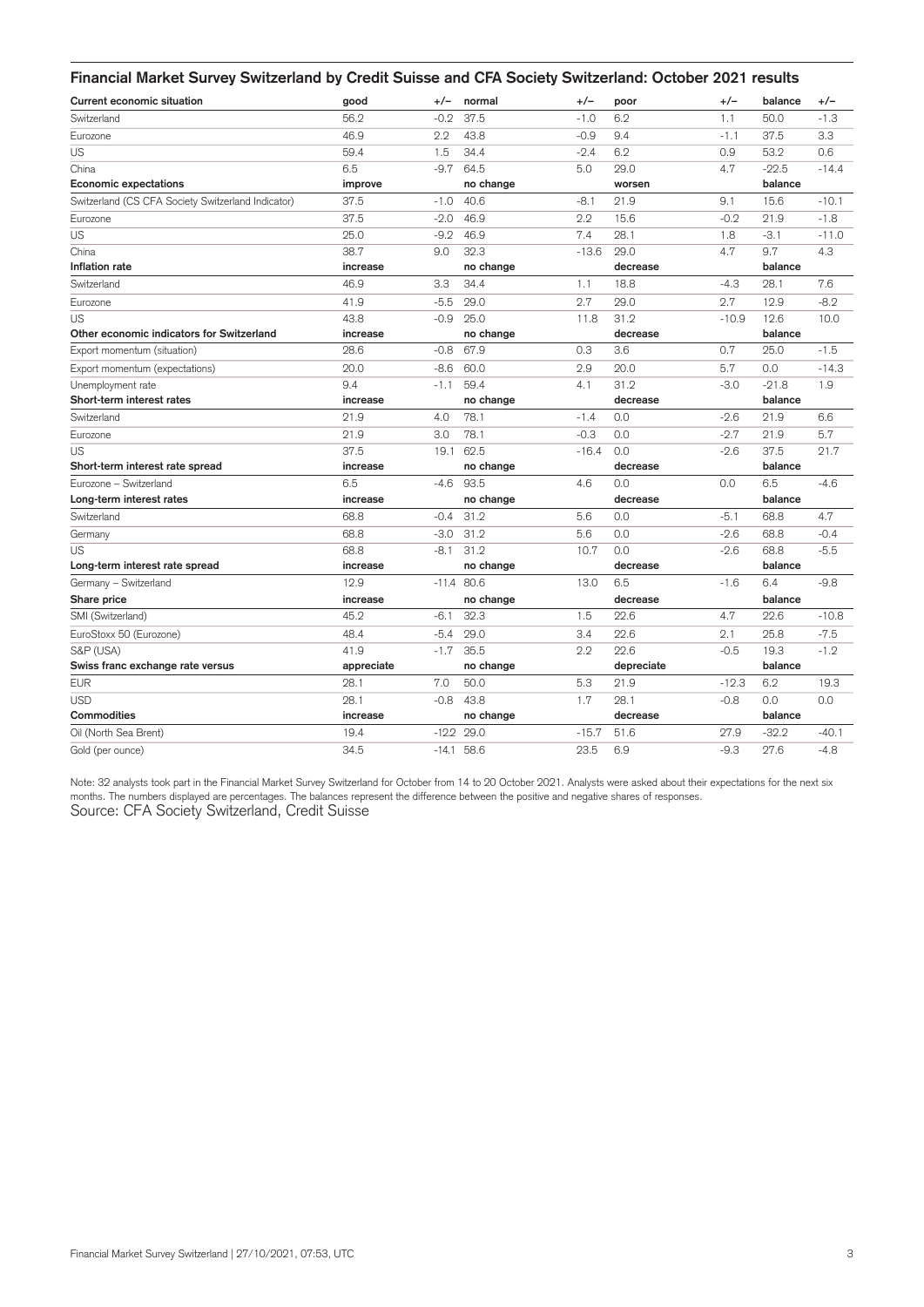## Financial Market Survey Switzerland by Credit Suisse and CFA Society Switzerland: October 2021 results

| Current economic situation | good | +/– | normal | +/– | poor | +/– | balance | +/– |
|---|---|---|---|---|---|---|---|---|
| Switzerland | 56.2 | -0.2 | 37.5 | -1.0 | 6.2 | 1.1 | 50.0 | -1.3 |
| Eurozone | 46.9 | 2.2 | 43.8 | -0.9 | 9.4 | -1.1 | 37.5 | 3.3 |
| US | 59.4 | 1.5 | 34.4 | -2.4 | 6.2 | 0.9 | 53.2 | 0.6 |
| China | 6.5 | -9.7 | 64.5 | 5.0 | 29.0 | 4.7 | -22.5 | -14.4 |
| **Economic expectations** | **improve** | | **no change** | | **worsen** | | **balance** | |
| Switzerland (CS CFA Society Switzerland Indicator) | 37.5 | -1.0 | 40.6 | -8.1 | 21.9 | 9.1 | 15.6 | -10.1 |
| Eurozone | 37.5 | -2.0 | 46.9 | 2.2 | 15.6 | -0.2 | 21.9 | -1.8 |
| US | 25.0 | -9.2 | 46.9 | 7.4 | 28.1 | 1.8 | -3.1 | -11.0 |
| China | 38.7 | 9.0 | 32.3 | -13.6 | 29.0 | 4.7 | 9.7 | 4.3 |
| **Inflation rate** | **increase** | | **no change** | | **decrease** | | **balance** | |
| Switzerland | 46.9 | 3.3 | 34.4 | 1.1 | 18.8 | -4.3 | 28.1 | 7.6 |
| Eurozone | 41.9 | -5.5 | 29.0 | 2.7 | 29.0 | 2.7 | 12.9 | -8.2 |
| US | 43.8 | -0.9 | 25.0 | 11.8 | 31.2 | -10.9 | 12.6 | 10.0 |
| **Other economic indicators for Switzerland** | **increase** | | **no change** | | **decrease** | | **balance** | |
| Export momentum (situation) | 28.6 | -0.8 | 67.9 | 0.3 | 3.6 | 0.7 | 25.0 | -1.5 |
| Export momentum (expectations) | 20.0 | -8.6 | 60.0 | 2.9 | 20.0 | 5.7 | 0.0 | -14.3 |
| Unemployment rate | 9.4 | -1.1 | 59.4 | 4.1 | 31.2 | -3.0 | -21.8 | 1.9 |
| **Short-term interest rates** | **increase** | | **no change** | | **decrease** | | **balance** | |
| Switzerland | 21.9 | 4.0 | 78.1 | -1.4 | 0.0 | -2.6 | 21.9 | 6.6 |
| Eurozone | 21.9 | 3.0 | 78.1 | -0.3 | 0.0 | -2.7 | 21.9 | 5.7 |
| US | 37.5 | 19.1 | 62.5 | -16.4 | 0.0 | -2.6 | 37.5 | 21.7 |
| **Short-term interest rate spread** | **increase** | | **no change** | | **decrease** | | **balance** | |
| Eurozone – Switzerland | 6.5 | -4.6 | 93.5 | 4.6 | 0.0 | 0.0 | 6.5 | -4.6 |
| **Long-term interest rates** | **increase** | | **no change** | | **decrease** | | **balance** | |
| Switzerland | 68.8 | -0.4 | 31.2 | 5.6 | 0.0 | -5.1 | 68.8 | 4.7 |
| Germany | 68.8 | -3.0 | 31.2 | 5.6 | 0.0 | -2.6 | 68.8 | -0.4 |
| US | 68.8 | -8.1 | 31.2 | 10.7 | 0.0 | -2.6 | 68.8 | -5.5 |
| **Long-term interest rate spread** | **increase** | | **no change** | | **decrease** | | **balance** | |
| Germany – Switzerland | 12.9 | -11.4 | 80.6 | 13.0 | 6.5 | -1.6 | 6.4 | -9.8 |
| **Share price** | **increase** | | **no change** | | **decrease** | | **balance** | |
| SMI (Switzerland) | 45.2 | -6.1 | 32.3 | 1.5 | 22.6 | 4.7 | 22.6 | -10.8 |
| EuroStoxx 50 (Eurozone) | 48.4 | -5.4 | 29.0 | 3.4 | 22.6 | 2.1 | 25.8 | -7.5 |
| S&P (USA) | 41.9 | -1.7 | 35.5 | 2.2 | 22.6 | -0.5 | 19.3 | -1.2 |
| **Swiss franc exchange rate versus** | **appreciate** | | **no change** | | **depreciate** | | **balance** | |
| EUR | 28.1 | 7.0 | 50.0 | 5.3 | 21.9 | -12.3 | 6.2 | 19.3 |
| USD | 28.1 | -0.8 | 43.8 | 1.7 | 28.1 | -0.8 | 0.0 | 0.0 |
| **Commodities** | **increase** | | **no change** | | **decrease** | | **balance** | |
| Oil (North Sea Brent) | 19.4 | -12.2 | 29.0 | -15.7 | 51.6 | 27.9 | -32.2 | -40.1 |
| Gold (per ounce) | 34.5 | -14.1 | 58.6 | 23.5 | 6.9 | -9.3 | 27.6 | -4.8 |

Note: 32 analysts took part in the Financial Market Survey Switzerland for October from 14 to 20 October 2021. Analysts were asked about their expectations for the next six months. The numbers displayed are percentages. The balances represent the difference between the positive and negative shares of responses.

Source: CFA Society Switzerland, Credit Suisse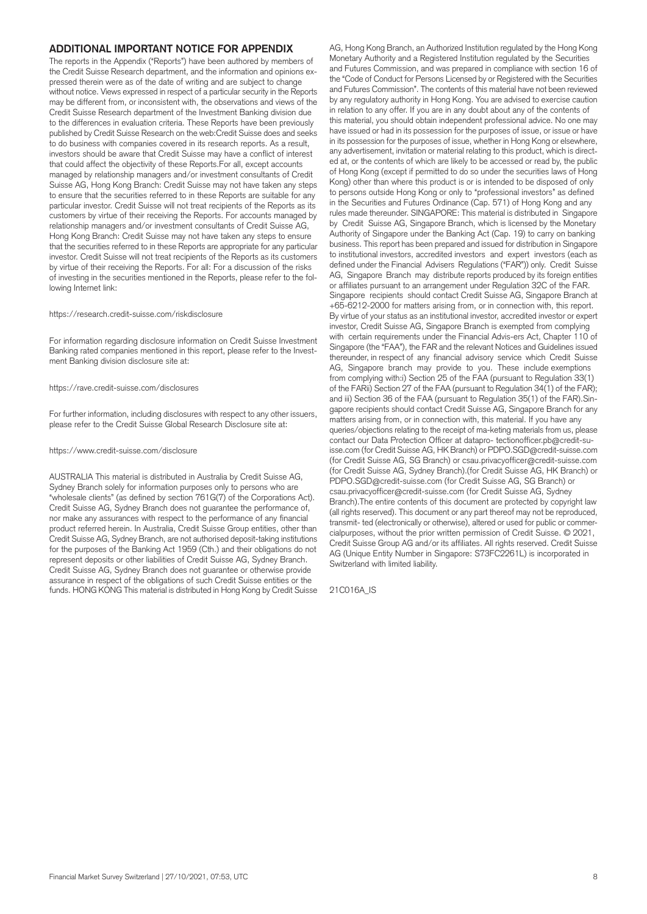## ADDITIONAL IMPORTANT NOTICE FOR APPENDIX

The reports in the Appendix ("Reports") have been authored by members of the Credit Suisse Research department, and the information and opinions expressed therein were as of the date of writing and are subject to change without notice. Views expressed in respect of a particular security in the Reports may be different from, or inconsistent with, the observations and views of the Credit Suisse Research department of the Investment Banking division due to the differences in evaluation criteria. These Reports have been previously published by Credit Suisse Research on the web:Credit Suisse does and seeks to do business with companies covered in its research reports. As a result, investors should be aware that Credit Suisse may have a conflict of interest that could affect the objectivity of these Reports.For all, except accounts managed by relationship managers and/or investment consultants of Credit Suisse AG, Hong Kong Branch: Credit Suisse may not have taken any steps to ensure that the securities referred to in these Reports are suitable for any particular investor. Credit Suisse will not treat recipients of the Reports as its customers by virtue of their receiving the Reports. For accounts managed by relationship managers and/or investment consultants of Credit Suisse AG, Hong Kong Branch: Credit Suisse may not have taken any steps to ensure that the securities referred to in these Reports are appropriate for any particular investor. Credit Suisse will not treat recipients of the Reports as its customers by virtue of their receiving the Reports. For all: For a discussion of the risks of investing in the securities mentioned in the Reports, please refer to the following Internet link:

https://research.credit-suisse.com/riskdisclosure

For information regarding disclosure information on Credit Suisse Investment Banking rated companies mentioned in this report, please refer to the Investment Banking division disclosure site at:

https://rave.credit-suisse.com/disclosures

For further information, including disclosures with respect to any other issuers, please refer to the Credit Suisse Global Research Disclosure site at:

https://www.credit-suisse.com/disclosure

AUSTRALIA This material is distributed in Australia by Credit Suisse AG, Sydney Branch solely for information purposes only to persons who are "wholesale clients" (as defined by section 761G(7) of the Corporations Act). Credit Suisse AG, Sydney Branch does not guarantee the performance of, nor make any assurances with respect to the performance of any financial product referred herein. In Australia, Credit Suisse Group entities, other than Credit Suisse AG, Sydney Branch, are not authorised deposit-taking institutions for the purposes of the Banking Act 1959 (Cth.) and their obligations do not represent deposits or other liabilities of Credit Suisse AG, Sydney Branch. Credit Suisse AG, Sydney Branch does not guarantee or otherwise provide assurance in respect of the obligations of such Credit Suisse entities or the funds. HONG KONG This material is distributed in Hong Kong by Credit Suisse AG, Hong Kong Branch, an Authorized Institution regulated by the Hong Kong Monetary Authority and a Registered Institution regulated by the Securities and Futures Commission, and was prepared in compliance with section 16 of the "Code of Conduct for Persons Licensed by or Registered with the Securities and Futures Commission". The contents of this material have not been reviewed by any regulatory authority in Hong Kong. You are advised to exercise caution in relation to any offer. If you are in any doubt about any of the contents of this material, you should obtain independent professional advice. No one may have issued or had in its possession for the purposes of issue, or issue or have in its possession for the purposes of issue, whether in Hong Kong or elsewhere, any advertisement, invitation or material relating to this product, which is directed at, or the contents of which are likely to be accessed or read by, the public of Hong Kong (except if permitted to do so under the securities laws of Hong Kong) other than where this product is or is intended to be disposed of only to persons outside Hong Kong or only to "professional investors" as defined in the Securities and Futures Ordinance (Cap. 571) of Hong Kong and any rules made thereunder. SINGAPORE: This material is distributed in Singapore by Credit Suisse AG, Singapore Branch, which is licensed by the Monetary Authority of Singapore under the Banking Act (Cap. 19) to carry on banking business. This report has been prepared and issued for distribution in Singapore to institutional investors, accredited investors and expert investors (each as defined under the Financial Advisers Regulations ("FAR")) only. Credit Suisse AG, Singapore Branch may distribute reports produced by its foreign entities or affiliates pursuant to an arrangement under Regulation 32C of the FAR. Singapore recipients should contact Credit Suisse AG, Singapore Branch at +65-6212-2000 for matters arising from, or in connection with, this report. By virtue of your status as an institutional investor, accredited investor or expert investor, Credit Suisse AG, Singapore Branch is exempted from complying with certain requirements under the Financial Advis-ers Act, Chapter 110 of Singapore (the "FAA"), the FAR and the relevant Notices and Guidelines issued thereunder, in respect of any financial advisory service which Credit Suisse AG, Singapore branch may provide to you. These include exemptions from complying with:i) Section 25 of the FAA (pursuant to Regulation 33(1) of the FARii) Section 27 of the FAA (pursuant to Regulation 34(1) of the FAR); and iii) Section 36 of the FAA (pursuant to Regulation 35(1) of the FAR).Singapore recipients should contact Credit Suisse AG, Singapore Branch for any matters arising from, or in connection with, this material. If you have any queries/objections relating to the receipt of ma-keting materials from us, please contact our Data Protection Officer at datapro- tectionofficer.pb@credit-suisse.com (for Credit Suisse AG, HK Branch) or PDPO.SGD@credit-suisse.com (for Credit Suisse AG, SG Branch) or csau.privacyofficer@credit-suisse.com (for Credit Suisse AG, Sydney Branch).(for Credit Suisse AG, HK Branch) or PDPO.SGD@credit-suisse.com (for Credit Suisse AG, SG Branch) or csau.privacyofficer@credit-suisse.com (for Credit Suisse AG, Sydney Branch).The entire contents of this document are protected by copyright law (all rights reserved). This document or any part thereof may not be reproduced, transmit- ted (electronically or otherwise), altered or used for public or commercialpurposes, without the prior written permission of Credit Suisse. © 2021, Credit Suisse Group AG and/or its affiliates. All rights reserved. Credit Suisse AG (Unique Entity Number in Singapore: S73FC2261L) is incorporated in Switzerland with limited liability.

21C016A_IS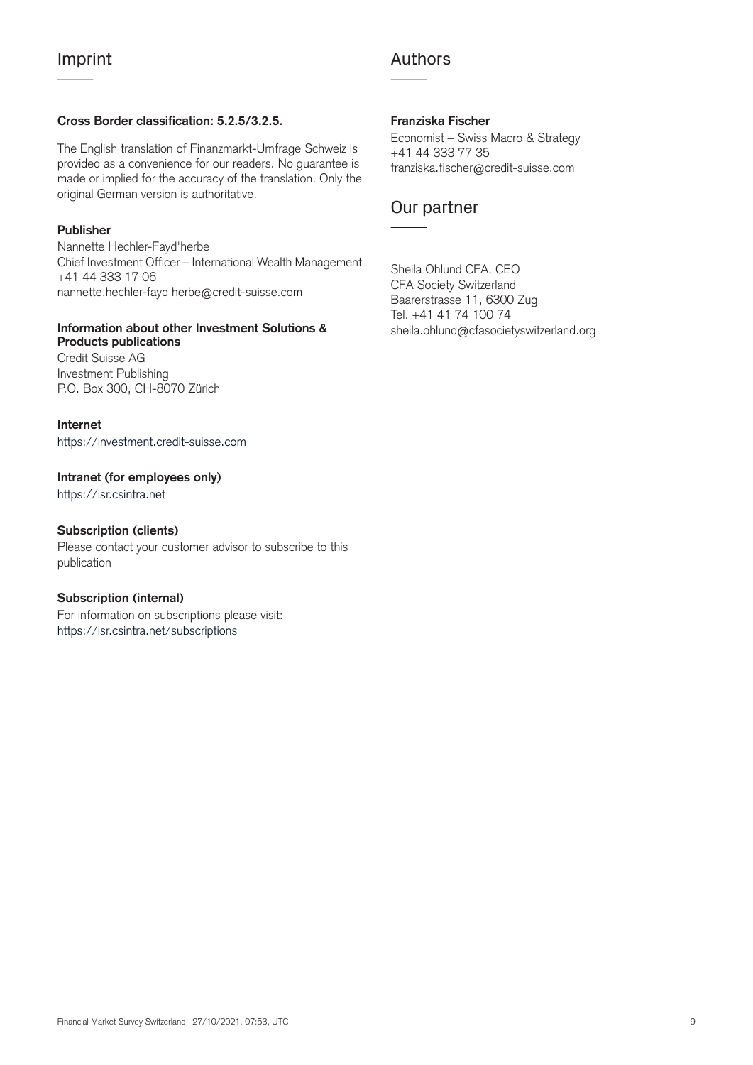## Imprint

**Cross Border classification: 5.2.5/3.2.5.**

The English translation of Finanzmarkt-Umfrage Schweiz is provided as a convenience for our readers. No guarantee is made or implied for the accuracy of the translation. Only the original German version is authoritative.

**Publisher**
Nannette Hechler-Fayd'herbe
Chief Investment Officer – International Wealth Management
+41 44 333 17 06
nannette.hechler-fayd'herbe@credit-suisse.com

**Information about other Investment Solutions & Products publications**
Credit Suisse AG
Investment Publishing
P.O. Box 300, CH-8070 Zürich

**Internet**
https://investment.credit-suisse.com

**Intranet (for employees only)**
https://isr.csintra.net

**Subscription (clients)**
Please contact your customer advisor to subscribe to this publication

**Subscription (internal)**
For information on subscriptions please visit:
https://isr.csintra.net/subscriptions

## Authors

**Franziska Fischer**
Economist – Swiss Macro & Strategy
+41 44 333 77 35
franziska.fischer@credit-suisse.com

## Our partner

Sheila Ohlund CFA, CEO
CFA Society Switzerland
Baarerstrasse 11, 6300 Zug
Tel. +41 41 74 100 74
sheila.ohlund@cfasocietyswitzerland.org